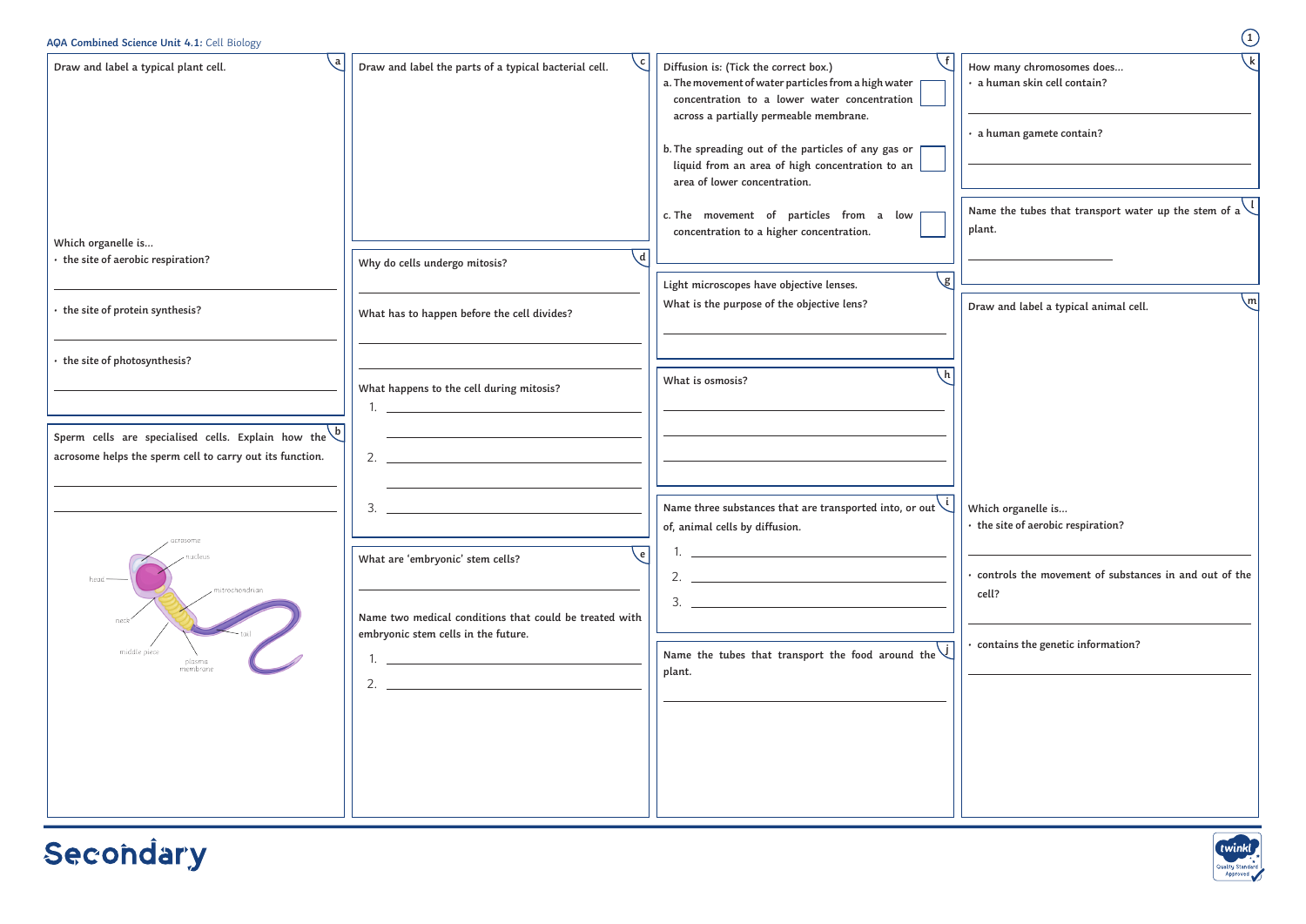**AQA Combined Science Unit 4.1:** Cell Biology

## a

Draw and label a typical plant cell.

Which organelle is…

- the site of aerobic respiration?

___________________________

- the site of protein synthesis?

___________________________

- the site of photosynthesis?

___________________________

## b

Sperm cells are specialised cells. Explain how the acrosome helps the sperm cell to carry out its function.

___________________________

___________________________

acrosome, nucleus, head, mitochondrion, neck, tail, middle piece, plasma membrane

## c

Draw and label the parts of a typical bacterial cell.

## d

Why do cells undergo mitosis?

___________________________

What has to happen before the cell divides?

___________________________

___________________________

What happens to the cell during mitosis?

1. ___________________________
2. ___________________________
3. ___________________________

## e

What are 'embryonic' stem cells?

___________________________

Name two medical conditions that could be treated with embryonic stem cells in the future.

1. ___________________________
2. ___________________________

## f

Diffusion is: (Tick the correct box.)

a. The movement of water particles from a high water concentration to a lower water concentration across a partially permeable membrane. ☐

b. The spreading out of the particles of any gas or liquid from an area of high concentration to an area of lower concentration. ☐

c. The movement of particles from a low concentration to a higher concentration. ☐

## g

Light microscopes have objective lenses.

What is the purpose of the objective lens?

___________________________

## h

What is osmosis?

___________________________

___________________________

___________________________

## i

Name three substances that are transported into, or out of, animal cells by diffusion.

1. ___________________________
2. ___________________________
3. ___________________________

## j

Name the tubes that transport the food around the plant.

___________________________

## k

How many chromosomes does…

- a human skin cell contain?

___________________________

- a human gamete contain?

___________________________

## l

Name the tubes that transport water up the stem of a plant.

___________________________

## m

Draw and label a typical animal cell.

Which organelle is…

- the site of aerobic respiration?

___________________________

- controls the movement of substances in and out of the cell?

___________________________

- contains the genetic information?

___________________________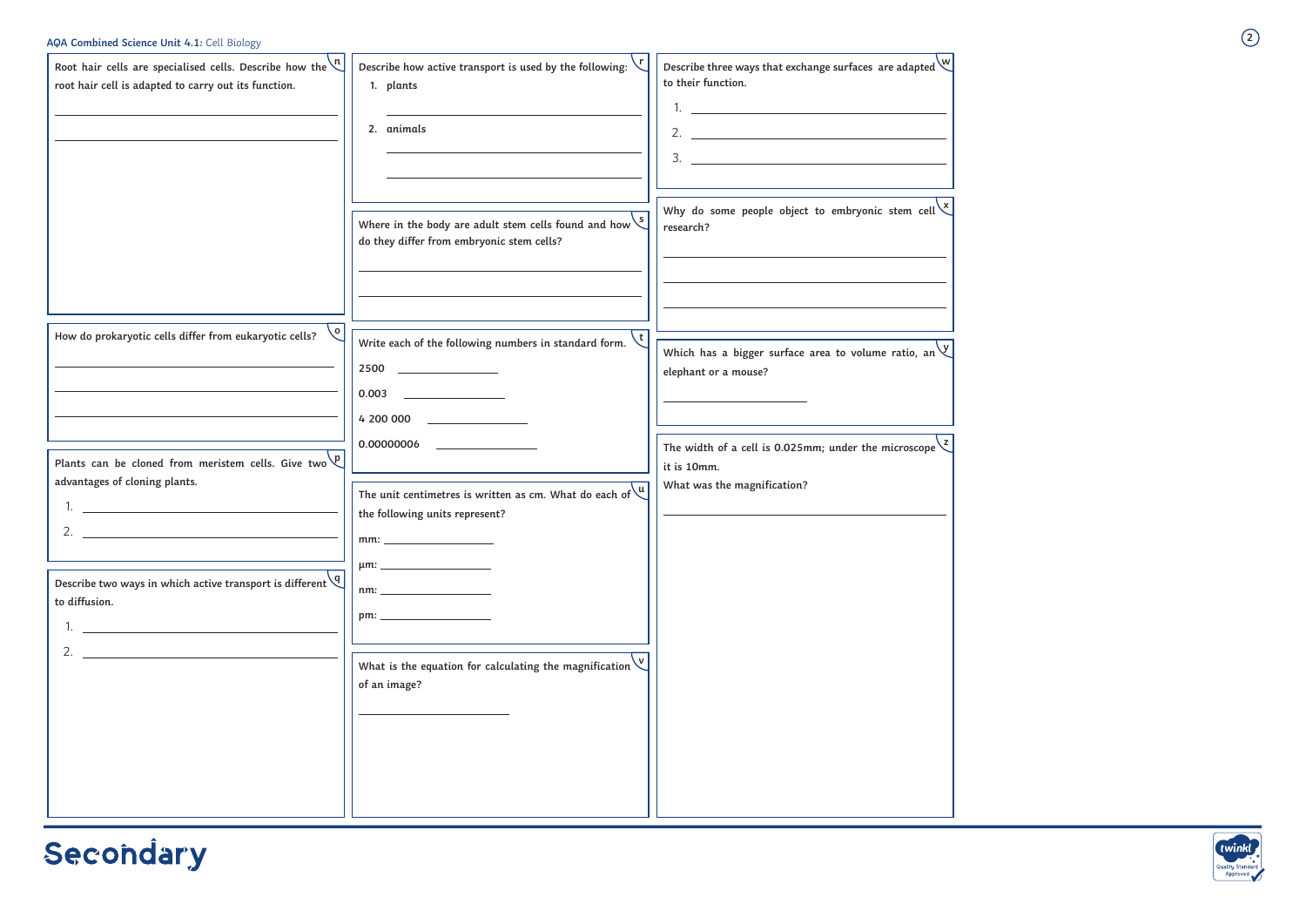AQA Combined Science Unit 4.1: Cell Biology

**n** Root hair cells are specialised cells. Describe how the root hair cell is adapted to carry out its function.

______________________________

______________________________

**o** How do prokaryotic cells differ from eukaryotic cells?

______________________________

______________________________

______________________________

**p** Plants can be cloned from meristem cells. Give two advantages of cloning plants.

1. ______________________________
2. ______________________________

**q** Describe two ways in which active transport is different to diffusion.

1. ______________________________
2. ______________________________

**r** Describe how active transport is used by the following:

1. plants

   ______________________________

2. animals

   ______________________________

   ______________________________

**s** Where in the body are adult stem cells found and how do they differ from embryonic stem cells?

______________________________

______________________________

**t** Write each of the following numbers in standard form.

2500 ______________

0.003 ______________

4 200 000 ______________

0.00000006 ______________

**u** The unit centimetres is written as cm. What do each of the following units represent?

mm: ______________

µm: ______________

nm: ______________

pm: ______________

**v** What is the equation for calculating the magnification of an image?

______________________________

**w** Describe three ways that exchange surfaces are adapted to their function.

1. ______________________________
2. ______________________________
3. ______________________________

**x** Why do some people object to embryonic stem cell research?

______________________________

______________________________

______________________________

**y** Which has a bigger surface area to volume ratio, an elephant or a mouse?

______________________________

**z** The width of a cell is 0.025mm; under the microscope it is 10mm.

What was the magnification?

______________________________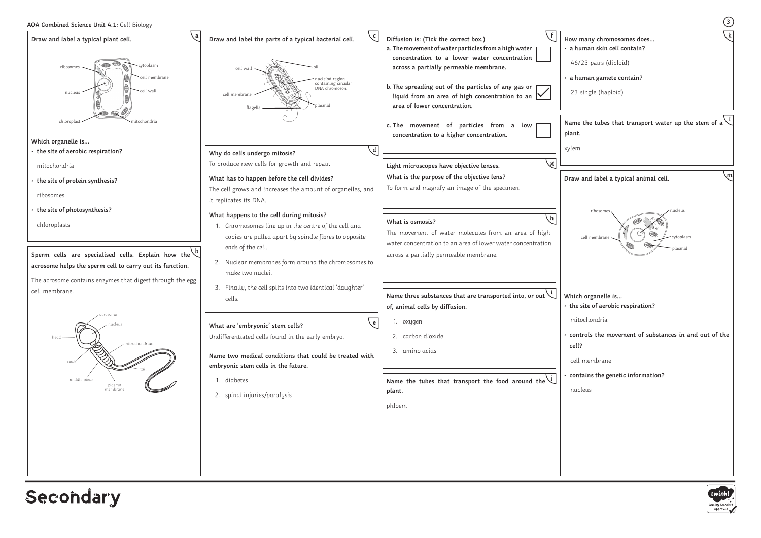**AQA Combined Science Unit 4.1:** Cell Biology

### a

**Draw and label a typical plant cell.**

ribosomes, cytoplasm, cell membrane, nucleus, cell wall, chloroplast, mitochondria

**Which organelle is...**

- **the site of aerobic respiration?**

  mitochondria

- **the site of protein synthesis?**

  ribosomes

- **the site of photosynthesis?**

  chloroplasts

### b

**Sperm cells are specialised cells. Explain how the acrosome helps the sperm cell to carry out its function.**

The acrosome contains enzymes that digest through the egg cell membrane.

acrosome, nucleus, head, mitochondrion, neck, tail, middle piece, plasma membrane

### c

**Draw and label the parts of a typical bacterial cell.**

cell wall, pili, nucleiod region containing circular DNA chromoson, cell membrane, plasmid, flagella

### d

**Why do cells undergo mitosis?**

To produce new cells for growth and repair.

**What has to happen before the cell divides?**

The cell grows and increases the amount of organelles, and it replicates its DNA.

**What happens to the cell during mitosis?**

1. Chromosomes line up in the centre of the cell and copies are pulled apart by spindle fibres to opposite ends of the cell.
2. Nuclear membranes form around the chromosomes to make two nuclei.
3. Finally, the cell splits into two identical 'daughter' cells.

### e

**What are 'embryonic' stem cells?**

Undifferentiated cells found in the early embryo.

**Name two medical conditions that could be treated with embryonic stem cells in the future.**

1. diabetes
2. spinal injuries/paralysis

### f

**Diffusion is: (Tick the correct box.)**

- **a. The movement of water particles from a high water concentration to a lower water concentration across a partially permeable membrane.** ☐
- **b. The spreading out of the particles of any gas or liquid from an area of high concentration to an area of lower concentration.** ☑
- **c. The movement of particles from a low concentration to a higher concentration.** ☐

### g

**Light microscopes have objective lenses.**

**What is the purpose of the objective lens?**

To form and magnify an image of the specimen.

### h

**What is osmosis?**

The movement of water molecules from an area of high water concentration to an area of lower water concentration across a partially permeable membrane.

### i

**Name three substances that are transported into, or out of, animal cells by diffusion.**

1. oxygen
2. carbon dioxide
3. amino acids

### j

**Name the tubes that transport the food around the plant.**

phloem

### k

**How many chromosomes does...**

- **a human skin cell contain?**

  46/23 pairs (diploid)

- **a human gamete contain?**

  23 single (haploid)

### l

**Name the tubes that transport water up the stem of a plant.**

xylem

### m

**Draw and label a typical animal cell.**

ribosomes, nucleus, cell membrane, cytoplasm, plasmid

**Which organelle is...**

- **the site of aerobic respiration?**

  mitochondria

- **controls the movement of substances in and out of the cell?**

  cell membrane

- **contains the genetic information?**

  nucleus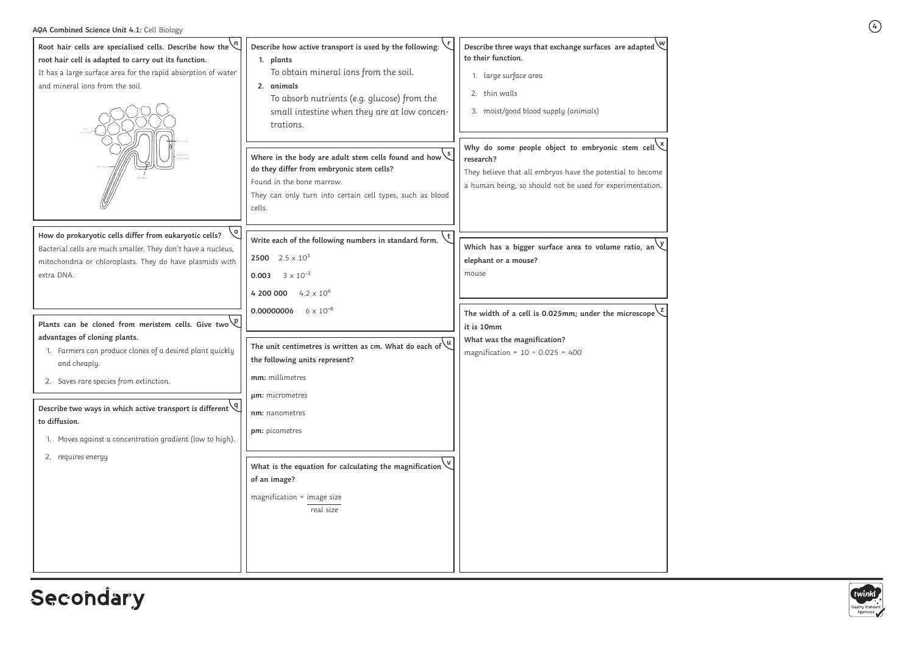**AQA Combined Science Unit 4.1:** Cell Biology

**n** **Root hair cells are specialised cells. Describe how the root hair cell is adapted to carry out its function.**

It has a large surface area for the rapid absorption of water and mineral ions from the soil.

soil particles
root hair
nucleus
vacuole
cellulose cell wall

**o** **How do prokaryotic cells differ from eukaryotic cells?**

Bacterial cells are much smaller. They don't have a nucleus, mitochondria or chloroplasts. They do have plasmids with extra DNA.

**p** **Plants can be cloned from meristem cells. Give two advantages of cloning plants.**

1. Farmers can produce clones of a desired plant quickly and cheaply.
2. Saves rare species from extinction.

**q** **Describe two ways in which active transport is different to diffusion.**

1. Moves against a concentration gradient (low to high).
2. requires energy

**r** **Describe how active transport is used by the following:**

1. **plants**
   To obtain mineral ions from the soil.
2. **animals**
   To absorb nutrients (e.g. glucose) from the small intestine when they are at low concentrations.

**s** **Where in the body are adult stem cells found and how do they differ from embryonic stem cells?**

Found in the bone marrow.

They can only turn into certain cell types, such as blood cells.

**t** **Write each of the following numbers in standard form.**

**2500** $2.5 \times 10^3$

**0.003** $3 \times 10^{-3}$

**4 200 000** $4.2 \times 10^6$

**0.00000006** $6 \times 10^{-8}$

**u** **The unit centimetres is written as cm. What do each of the following units represent?**

**mm:** millimetres

**μm:** micrometres

**nm:** nanometres

**pm:** picometres

**v** **What is the equation for calculating the magnification of an image?**

$$\text{magnification} = \frac{\text{image size}}{\text{real size}}$$

**w** **Describe three ways that exchange surfaces are adapted to their function.**

1. large surface area
2. thin walls
3. moist/good blood supply (animals)

**x** **Why do some people object to embryonic stem cell research?**

They believe that all embryos have the potential to become a human being, so should not be used for experimentation.

**y** **Which has a bigger surface area to volume ratio, an elephant or a mouse?**

mouse

**z** **The width of a cell is 0.025mm; under the microscope it is 10mm**

**What was the magnification?**

magnification = $10 \div 0.025 = 400$